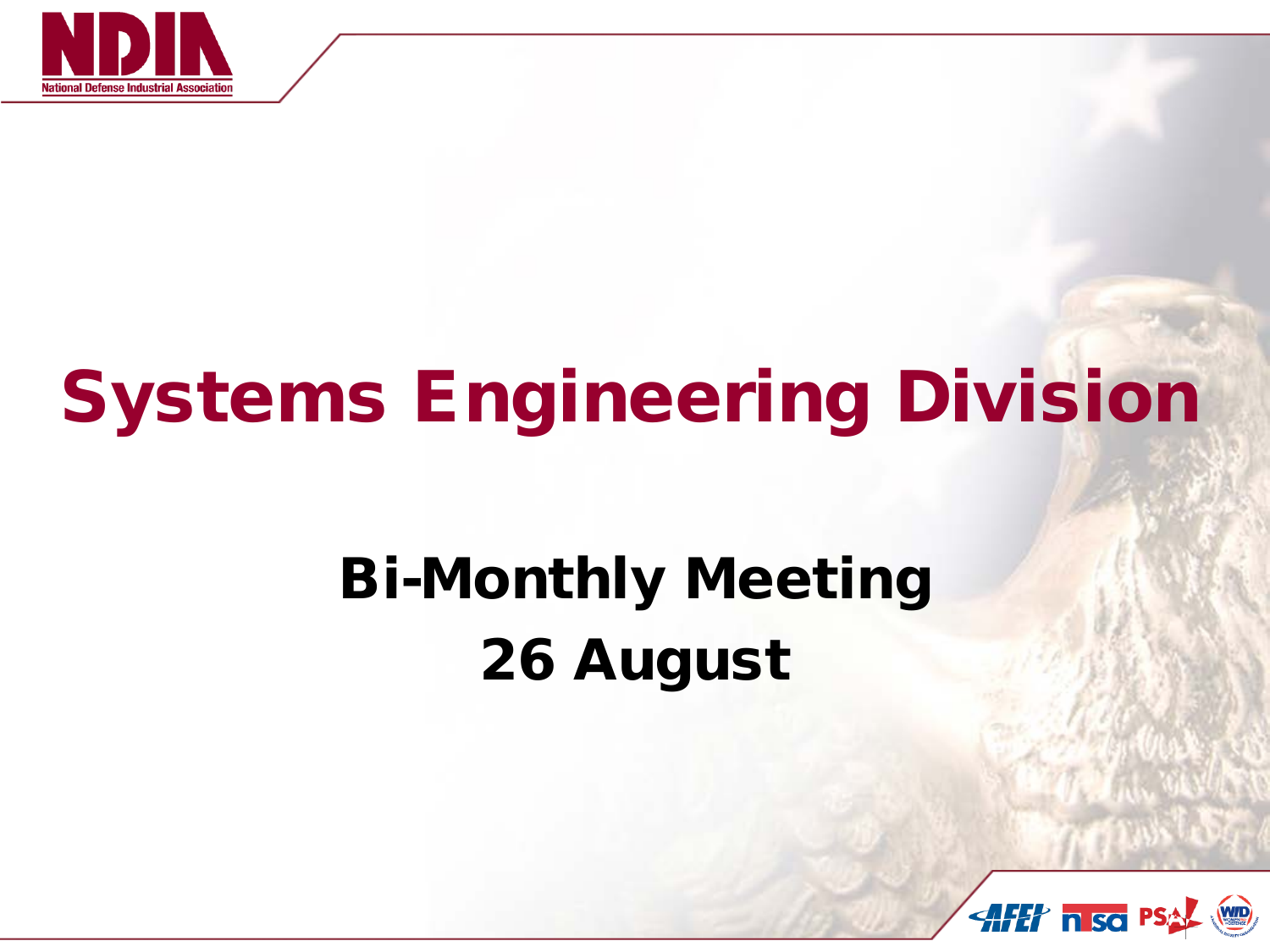# Systems Engineering Division

## Bi-Monthly Meeting
## 26 August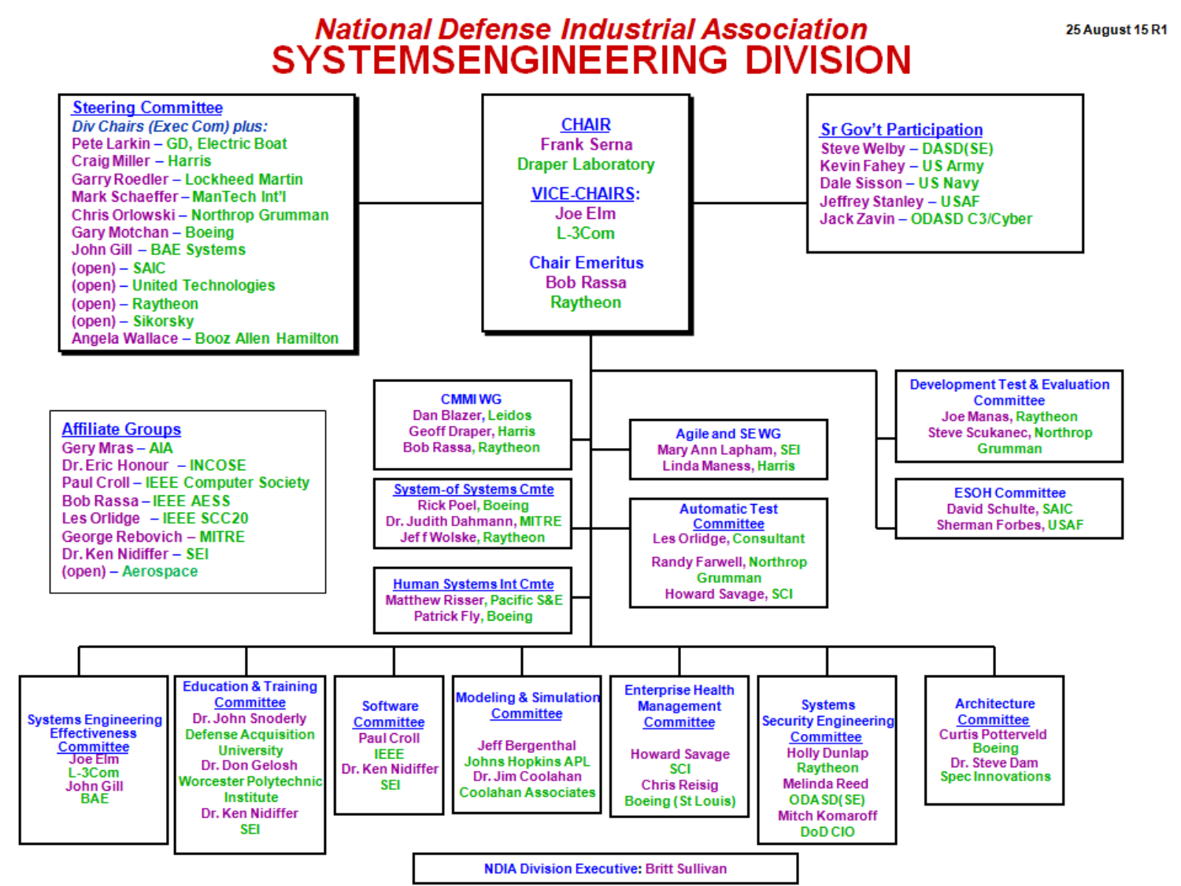# National Defense Industrial Association
# SYSTEMS ENGINEERING DIVISION

25 August 15 R1

## CHAIR
Frank Serna
Draper Laboratory

## VICE-CHAIRS:
Joe Elm
L-3Com

## Chair Emeritus
Bob Rassa
Raytheon

## Steering Committee
*Div Chairs (Exec Com) plus:*
- Pete Larkin – GD, Electric Boat
- Craig Miller – Harris
- Garry Roedler – Lockheed Martin
- Mark Schaeffer – ManTech Int'l
- Chris Orlowski – Northrop Grumman
- Gary Motchan – Boeing
- John Gill – BAE Systems
- (open) – SAIC
- (open) – United Technologies
- (open) – Raytheon
- (open) – Sikorsky
- Angela Wallace – Booz Allen Hamilton

## Sr Gov't Participation
- Steve Welby – DASD(SE)
- Kevin Fahey – US Army
- Dale Sisson – US Navy
- Jeffrey Stanley – USAF
- Jack Zavin – ODASD C3/Cyber

## Affiliate Groups
- Gery Mras – AIA
- Dr. Eric Honour – INCOSE
- Paul Croll – IEEE Computer Society
- Bob Rassa – IEEE AESS
- Les Orlidge – IEEE SCC20
- George Rebovich – MITRE
- Dr. Ken Nidiffer – SEI
- (open) – Aerospace

## CMMI WG
Dan Blazer, Leidos
Geoff Draper, Harris
Bob Rassa, Raytheon

## System-of Systems Cmte
Rick Poel, Boeing
Dr. Judith Dahmann, MITRE
Jeff Wolske, Raytheon

## Human Systems Int Cmte
Matthew Risser, Pacific S&E
Patrick Fly, Boeing

## Agile and SE WG
Mary Ann Lapham, SEI
Linda Maness, Harris

## Automatic Test Committee
Les Orlidge, Consultant
Randy Farwell, Northrop Grumman
Howard Savage, SCI

## Development Test & Evaluation Committee
Joe Manas, Raytheon
Steve Scukanec, Northrop Grumman

## ESOH Committee
David Schulte, SAIC
Sherman Forbes, USAF

## Systems Engineering Effectiveness Committee
Joe Elm
L-3Com
John Gill
BAE

## Education & Training Committee
Dr. John Snoderly
Defense Acquisition University
Dr. Don Gelosh
Worcester Polytechnic Institute
Dr. Ken Nidiffer
SEI

## Software Committee
Paul Croll
IEEE
Dr. Ken Nidiffer
SEI

## Modeling & Simulation Committee
Jeff Bergenthal
Johns Hopkins APL
Dr. Jim Coolahan
Coolahan Associates

## Enterprise Health Management Committee
Howard Savage
SCI
Chris Reisig
Boeing (St Louis)

## Systems Security Engineering Committee
Holly Dunlap
Raytheon
Melinda Reed
ODASD(SE)
Mitch Komaroff
DoD CIO

## Architecture Committee
Curtis Potterveld
Boeing
Dr. Steve Dam
Spec Innovations

NDIA Division Executive: Britt Sullivan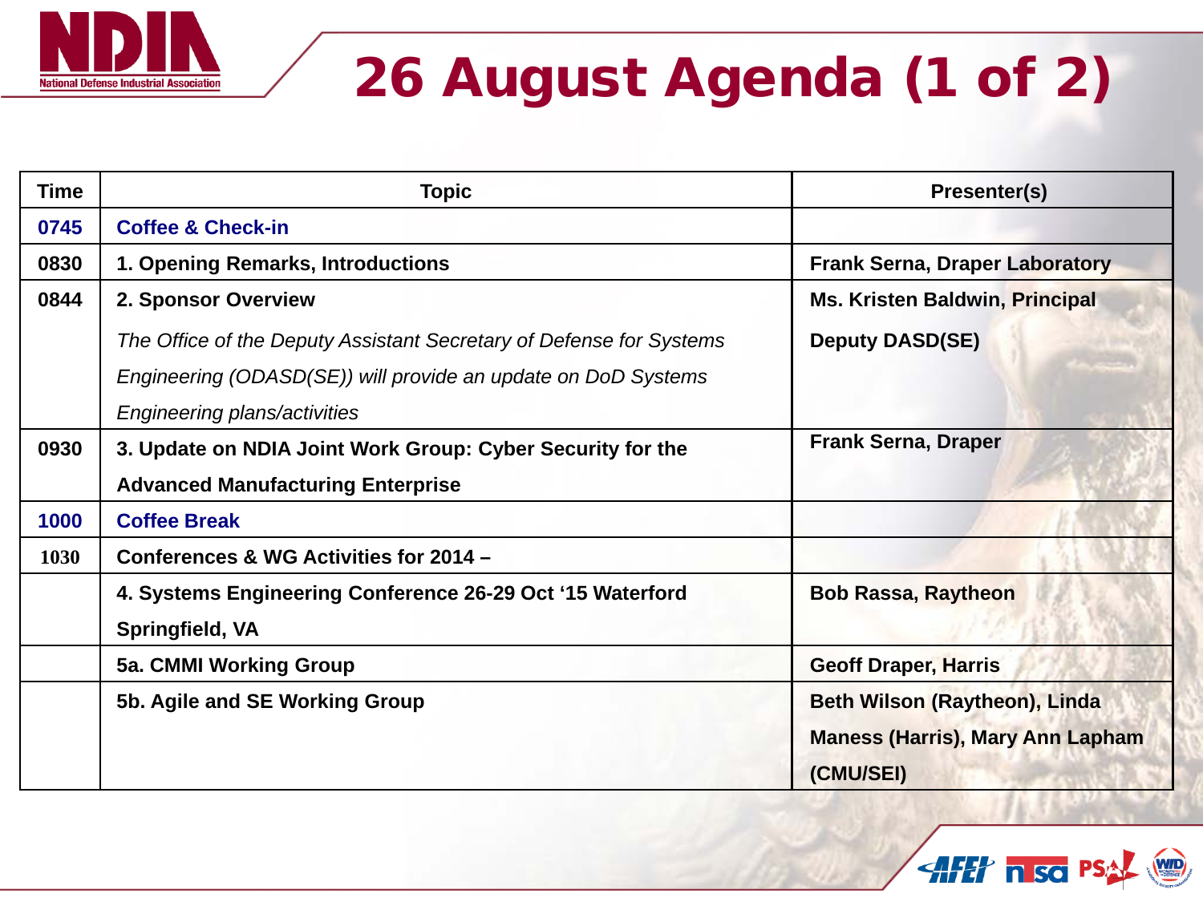# 26 August Agenda (1 of 2)

| Time | Topic | Presenter(s) |
|---|---|---|
| 0745 | Coffee & Check-in | |
| 0830 | 1. Opening Remarks, Introductions | Frank Serna, Draper Laboratory |
| 0844 | 2. Sponsor Overview<br>*The Office of the Deputy Assistant Secretary of Defense for Systems Engineering (ODASD(SE)) will provide an update on DoD Systems Engineering plans/activities* | Ms. Kristen Baldwin, Principal Deputy DASD(SE) |
| 0930 | 3. Update on NDIA Joint Work Group: Cyber Security for the Advanced Manufacturing Enterprise | Frank Serna, Draper |
| 1000 | Coffee Break | |
| 1030 | Conferences & WG Activities for 2014 – | |
| | 4. Systems Engineering Conference 26-29 Oct '15 Waterford Springfield, VA | Bob Rassa, Raytheon |
| | 5a. CMMI Working Group | Geoff Draper, Harris |
| | 5b. Agile and SE Working Group | Beth Wilson (Raytheon), Linda Maness (Harris), Mary Ann Lapham (CMU/SEI) |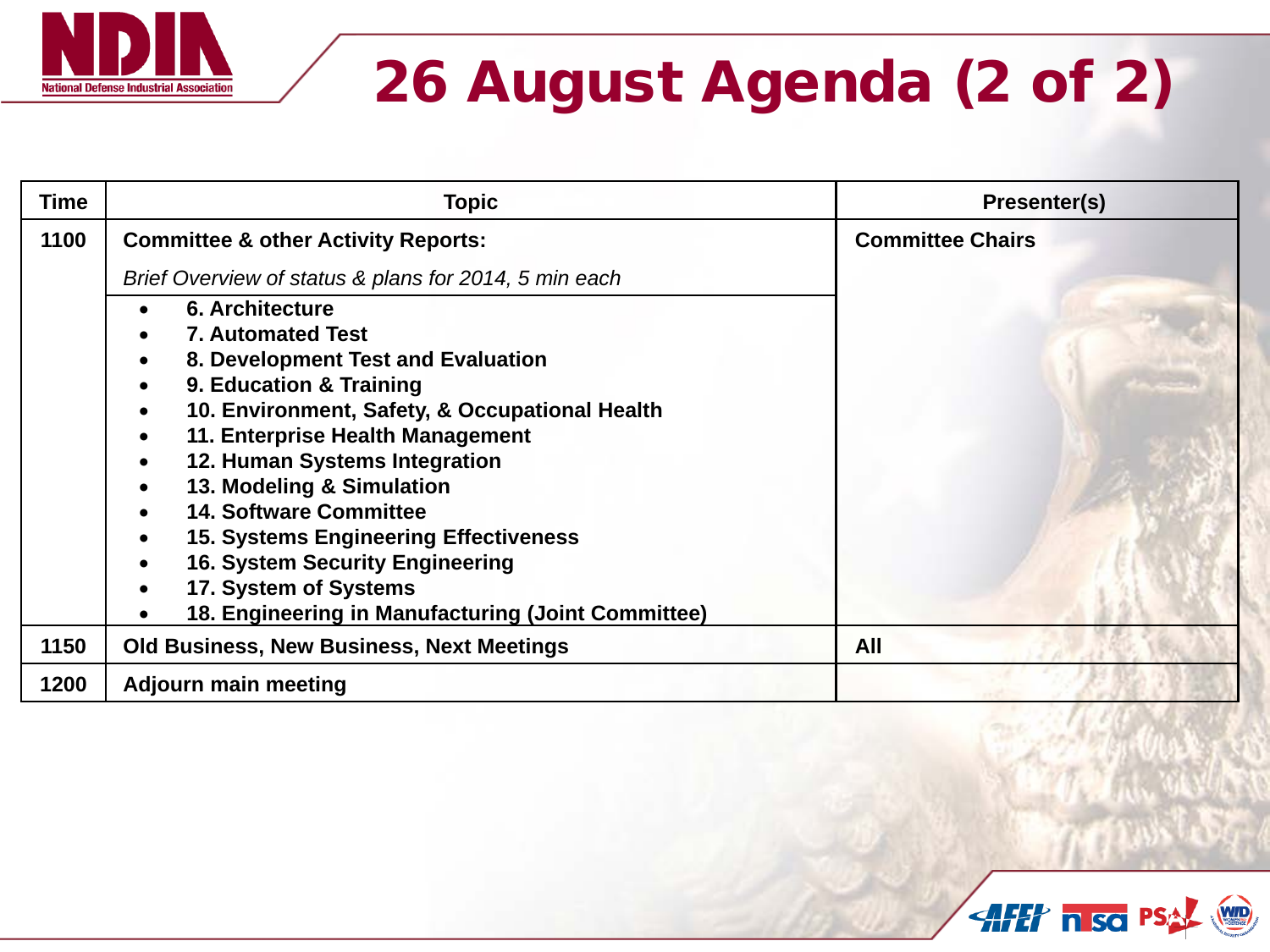# 26 August Agenda (2 of 2)

| Time | Topic | Presenter(s) |
|---|---|---|
| 1100 | **Committee & other Activity Reports:**<br>*Brief Overview of status & plans for 2014, 5 min each*<br>• 6. Architecture<br>• 7. Automated Test<br>• 8. Development Test and Evaluation<br>• 9. Education & Training<br>• 10. Environment, Safety, & Occupational Health<br>• 11. Enterprise Health Management<br>• 12. Human Systems Integration<br>• 13. Modeling & Simulation<br>• 14. Software Committee<br>• 15. Systems Engineering Effectiveness<br>• 16. System Security Engineering<br>• 17. System of Systems<br>• 18. Engineering in Manufacturing (Joint Committee) | Committee Chairs |
| 1150 | Old Business, New Business, Next Meetings | All |
| 1200 | Adjourn main meeting | |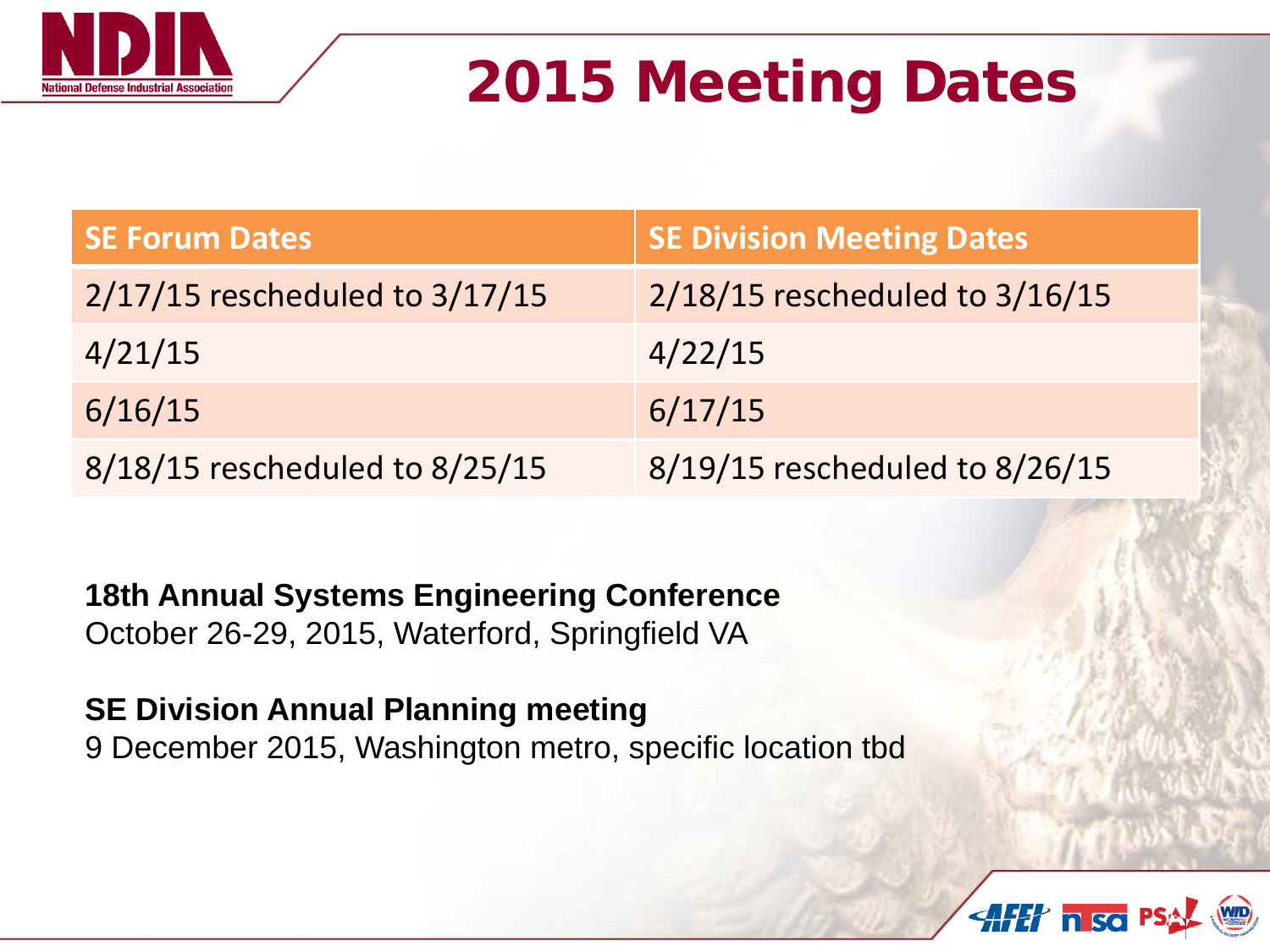# 2015 Meeting Dates

| SE Forum Dates | SE Division Meeting Dates |
|---|---|
| 2/17/15 rescheduled to 3/17/15 | 2/18/15 rescheduled to 3/16/15 |
| 4/21/15 | 4/22/15 |
| 6/16/15 | 6/17/15 |
| 8/18/15 rescheduled to 8/25/15 | 8/19/15 rescheduled to 8/26/15 |

**18th Annual Systems Engineering Conference**
October 26-29, 2015, Waterford, Springfield VA

**SE Division Annual Planning meeting**
9 December 2015, Washington metro, specific location tbd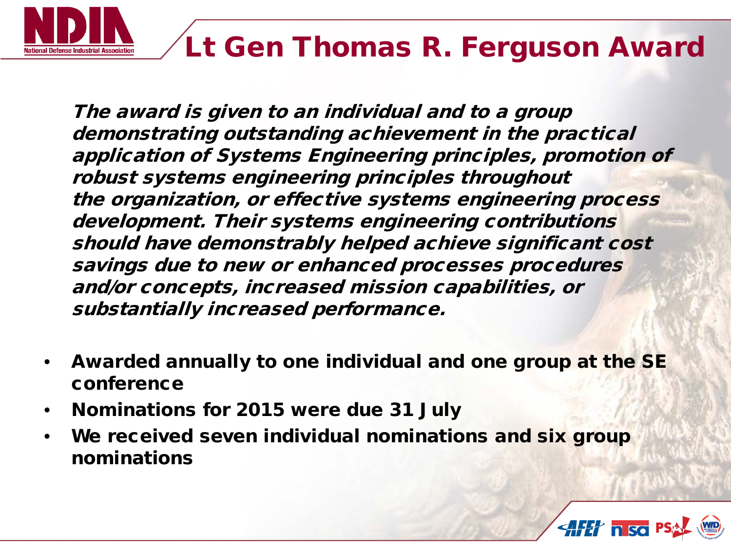# Lt Gen Thomas R. Ferguson Award

*The award is given to an individual and to a group demonstrating outstanding achievement in the practical application of Systems Engineering principles, promotion of robust systems engineering principles throughout the organization, or effective systems engineering process development. Their systems engineering contributions should have demonstrably helped achieve significant cost savings due to new or enhanced processes procedures and/or concepts, increased mission capabilities, or substantially increased performance.*

- **Awarded annually to one individual and one group at the SE conference**
- **Nominations for 2015 were due 31 July**
- **We received seven individual nominations and six group nominations**